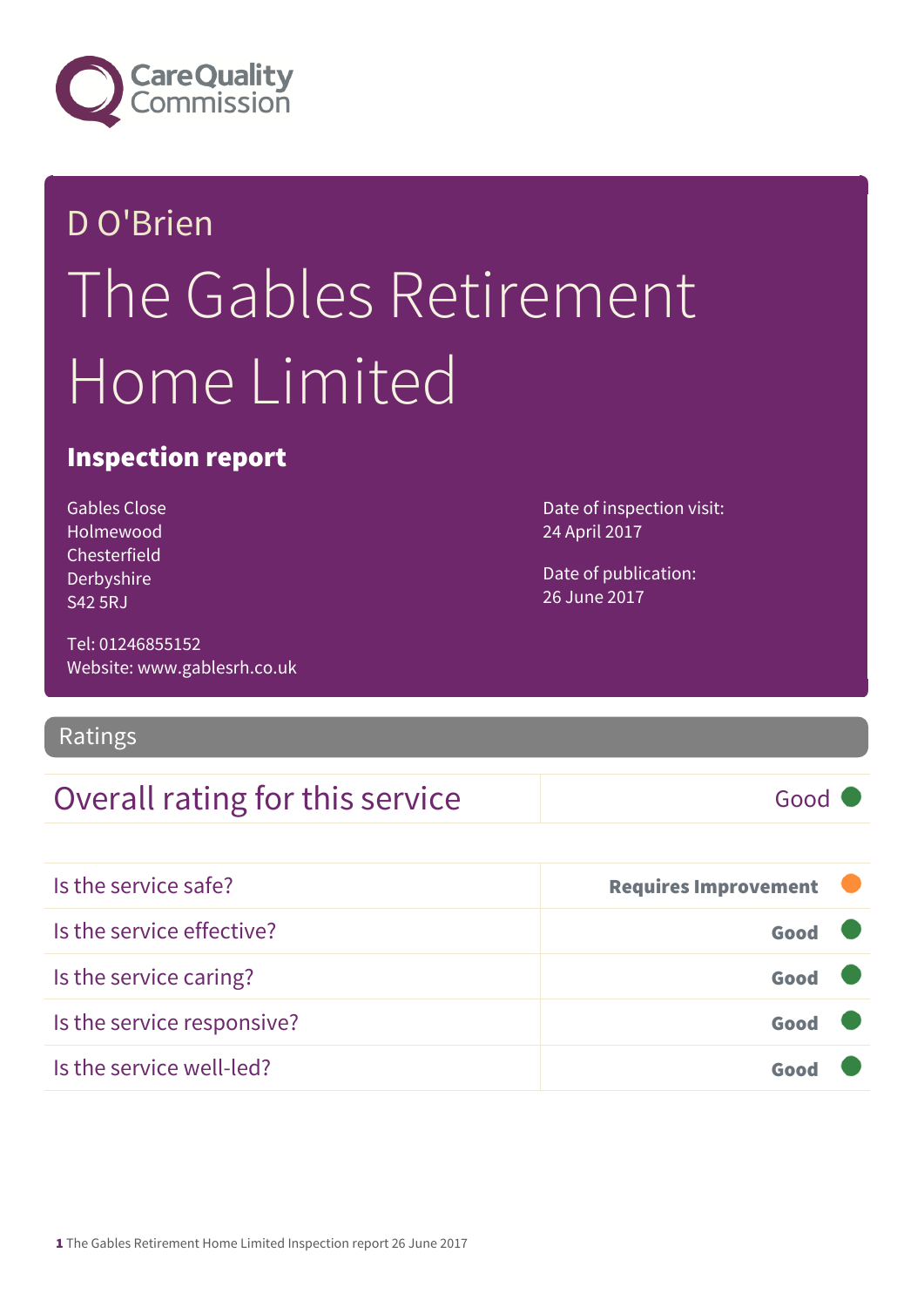Care Quality Commission

# D O'Brien

# The Gables Retirement Home Limited

## Inspection report

Gables Close
Holmewood
Chesterfield
Derbyshire
S42 5RJ

Tel: 01246855152
Website: www.gablesrh.co.uk

Date of inspection visit:
24 April 2017

Date of publication:
26 June 2017

## Ratings

| Overall rating for this service | Good |
|---|---|

| | |
|---|---|
| Is the service safe? | **Requires Improvement** |
| Is the service effective? | **Good** |
| Is the service caring? | **Good** |
| Is the service responsive? | **Good** |
| Is the service well-led? | **Good** |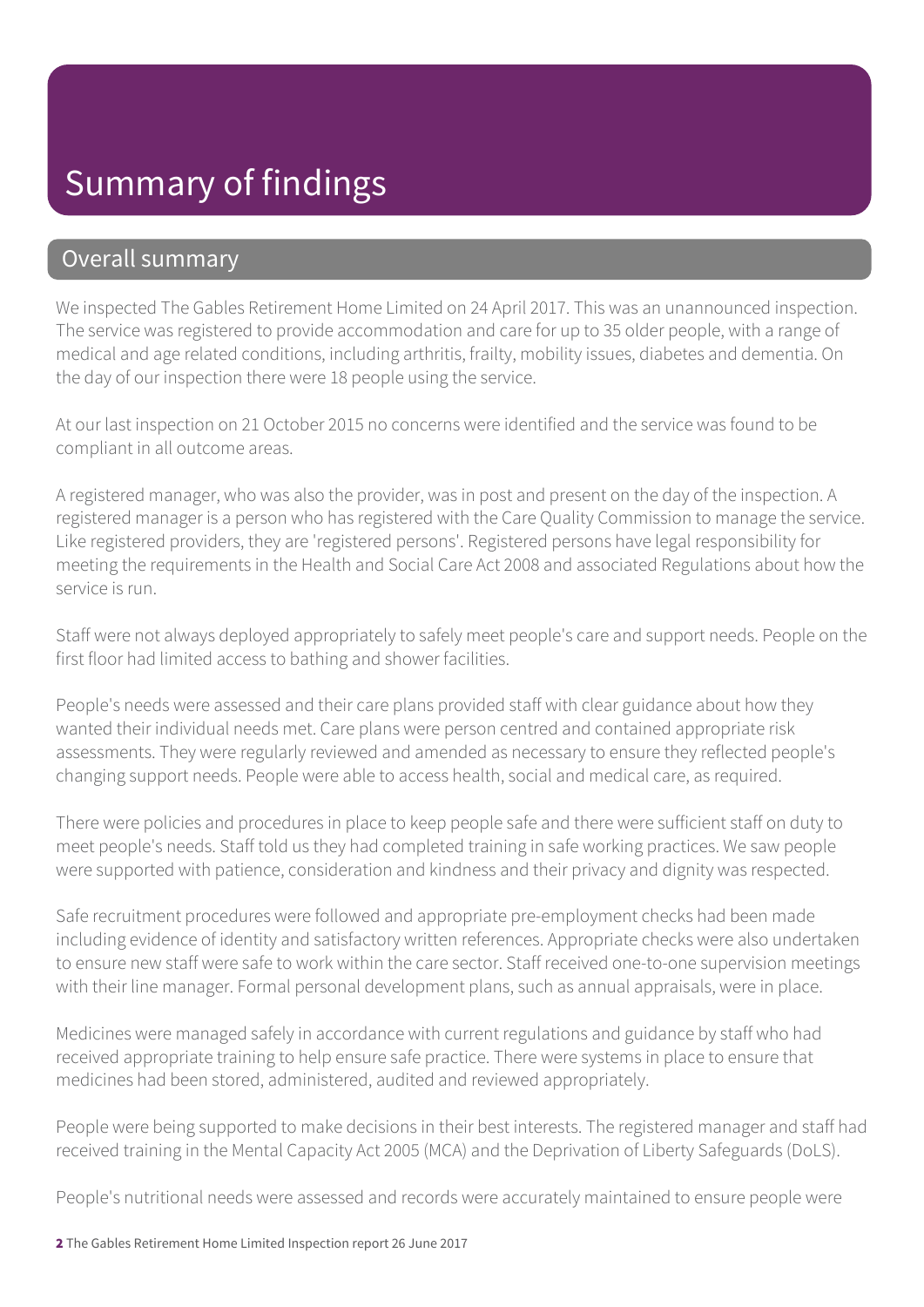# Summary of findings

## Overall summary

We inspected The Gables Retirement Home Limited on 24 April 2017. This was an unannounced inspection. The service was registered to provide accommodation and care for up to 35 older people, with a range of medical and age related conditions, including arthritis, frailty, mobility issues, diabetes and dementia. On the day of our inspection there were 18 people using the service.

At our last inspection on 21 October 2015 no concerns were identified and the service was found to be compliant in all outcome areas.

A registered manager, who was also the provider, was in post and present on the day of the inspection. A registered manager is a person who has registered with the Care Quality Commission to manage the service. Like registered providers, they are 'registered persons'. Registered persons have legal responsibility for meeting the requirements in the Health and Social Care Act 2008 and associated Regulations about how the service is run.

Staff were not always deployed appropriately to safely meet people's care and support needs. People on the first floor had limited access to bathing and shower facilities.

People's needs were assessed and their care plans provided staff with clear guidance about how they wanted their individual needs met. Care plans were person centred and contained appropriate risk assessments. They were regularly reviewed and amended as necessary to ensure they reflected people's changing support needs. People were able to access health, social and medical care, as required.

There were policies and procedures in place to keep people safe and there were sufficient staff on duty to meet people's needs. Staff told us they had completed training in safe working practices. We saw people were supported with patience, consideration and kindness and their privacy and dignity was respected.

Safe recruitment procedures were followed and appropriate pre-employment checks had been made including evidence of identity and satisfactory written references. Appropriate checks were also undertaken to ensure new staff were safe to work within the care sector. Staff received one-to-one supervision meetings with their line manager. Formal personal development plans, such as annual appraisals, were in place.

Medicines were managed safely in accordance with current regulations and guidance by staff who had received appropriate training to help ensure safe practice. There were systems in place to ensure that medicines had been stored, administered, audited and reviewed appropriately.

People were being supported to make decisions in their best interests. The registered manager and staff had received training in the Mental Capacity Act 2005 (MCA) and the Deprivation of Liberty Safeguards (DoLS).

People's nutritional needs were assessed and records were accurately maintained to ensure people were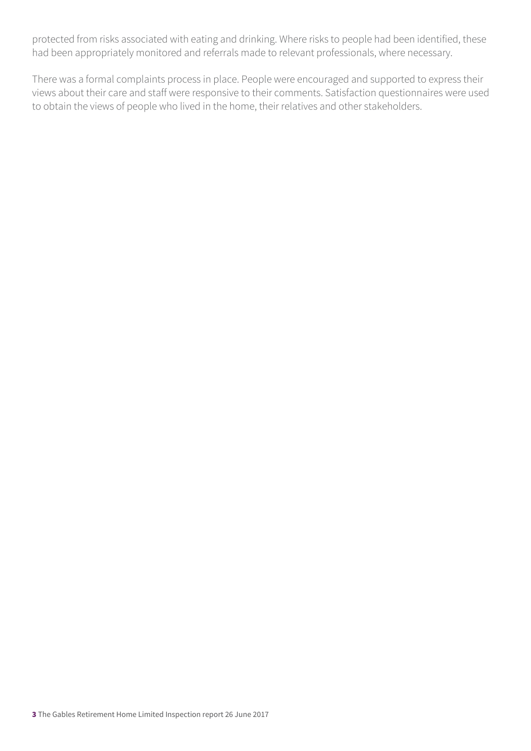protected from risks associated with eating and drinking. Where risks to people had been identified, these had been appropriately monitored and referrals made to relevant professionals, where necessary.

There was a formal complaints process in place. People were encouraged and supported to express their views about their care and staff were responsive to their comments. Satisfaction questionnaires were used to obtain the views of people who lived in the home, their relatives and other stakeholders.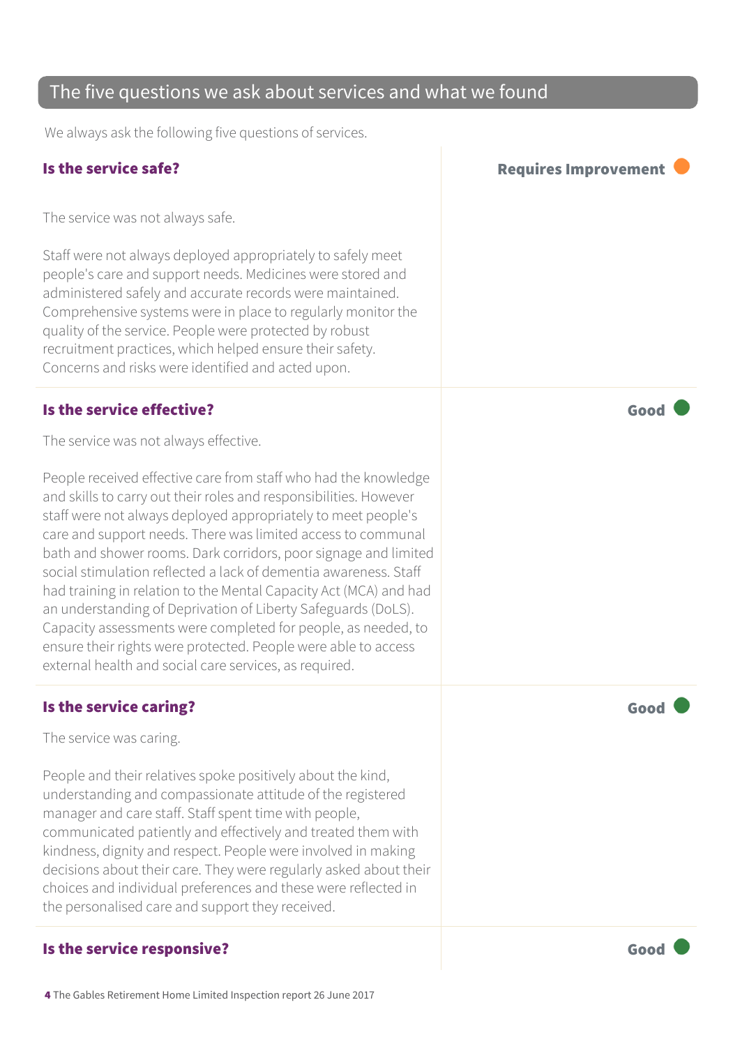## The five questions we ask about services and what we found

We always ask the following five questions of services.

### Is the service safe?

**Requires Improvement**

The service was not always safe.

Staff were not always deployed appropriately to safely meet people's care and support needs. Medicines were stored and administered safely and accurate records were maintained. Comprehensive systems were in place to regularly monitor the quality of the service. People were protected by robust recruitment practices, which helped ensure their safety. Concerns and risks were identified and acted upon.

### Is the service effective?

**Good**

The service was not always effective.

People received effective care from staff who had the knowledge and skills to carry out their roles and responsibilities. However staff were not always deployed appropriately to meet people's care and support needs. There was limited access to communal bath and shower rooms. Dark corridors, poor signage and limited social stimulation reflected a lack of dementia awareness. Staff had training in relation to the Mental Capacity Act (MCA) and had an understanding of Deprivation of Liberty Safeguards (DoLS). Capacity assessments were completed for people, as needed, to ensure their rights were protected. People were able to access external health and social care services, as required.

### Is the service caring?

**Good**

The service was caring.

People and their relatives spoke positively about the kind, understanding and compassionate attitude of the registered manager and care staff. Staff spent time with people, communicated patiently and effectively and treated them with kindness, dignity and respect. People were involved in making decisions about their care. They were regularly asked about their choices and individual preferences and these were reflected in the personalised care and support they received.

### Is the service responsive?

**Good**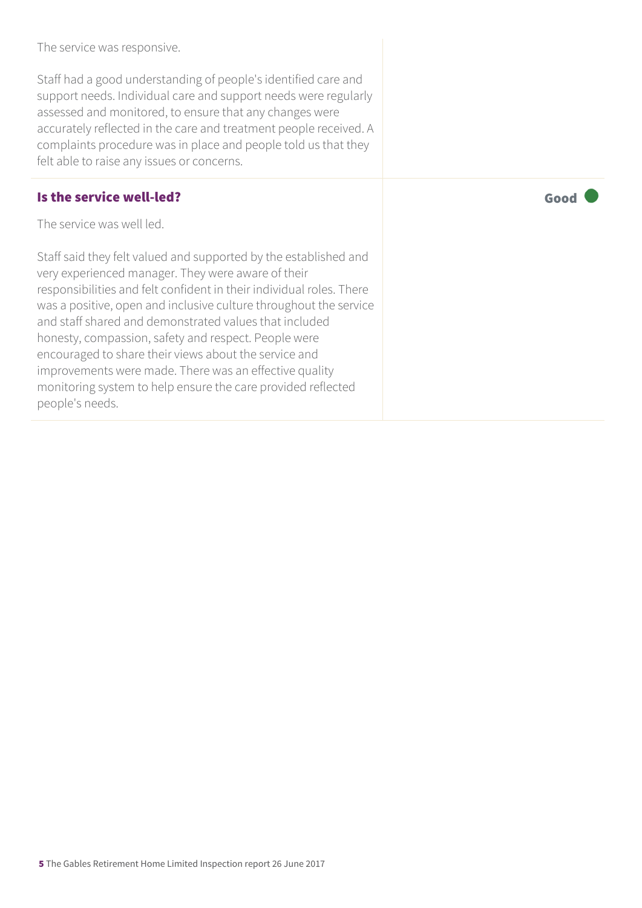The service was responsive.

Staff had a good understanding of people's identified care and support needs. Individual care and support needs were regularly assessed and monitored, to ensure that any changes were accurately reflected in the care and treatment people received. A complaints procedure was in place and people told us that they felt able to raise any issues or concerns.

### Is the service well-led?

**Good**

The service was well led.

Staff said they felt valued and supported by the established and very experienced manager. They were aware of their responsibilities and felt confident in their individual roles. There was a positive, open and inclusive culture throughout the service and staff shared and demonstrated values that included honesty, compassion, safety and respect. People were encouraged to share their views about the service and improvements were made. There was an effective quality monitoring system to help ensure the care provided reflected people's needs.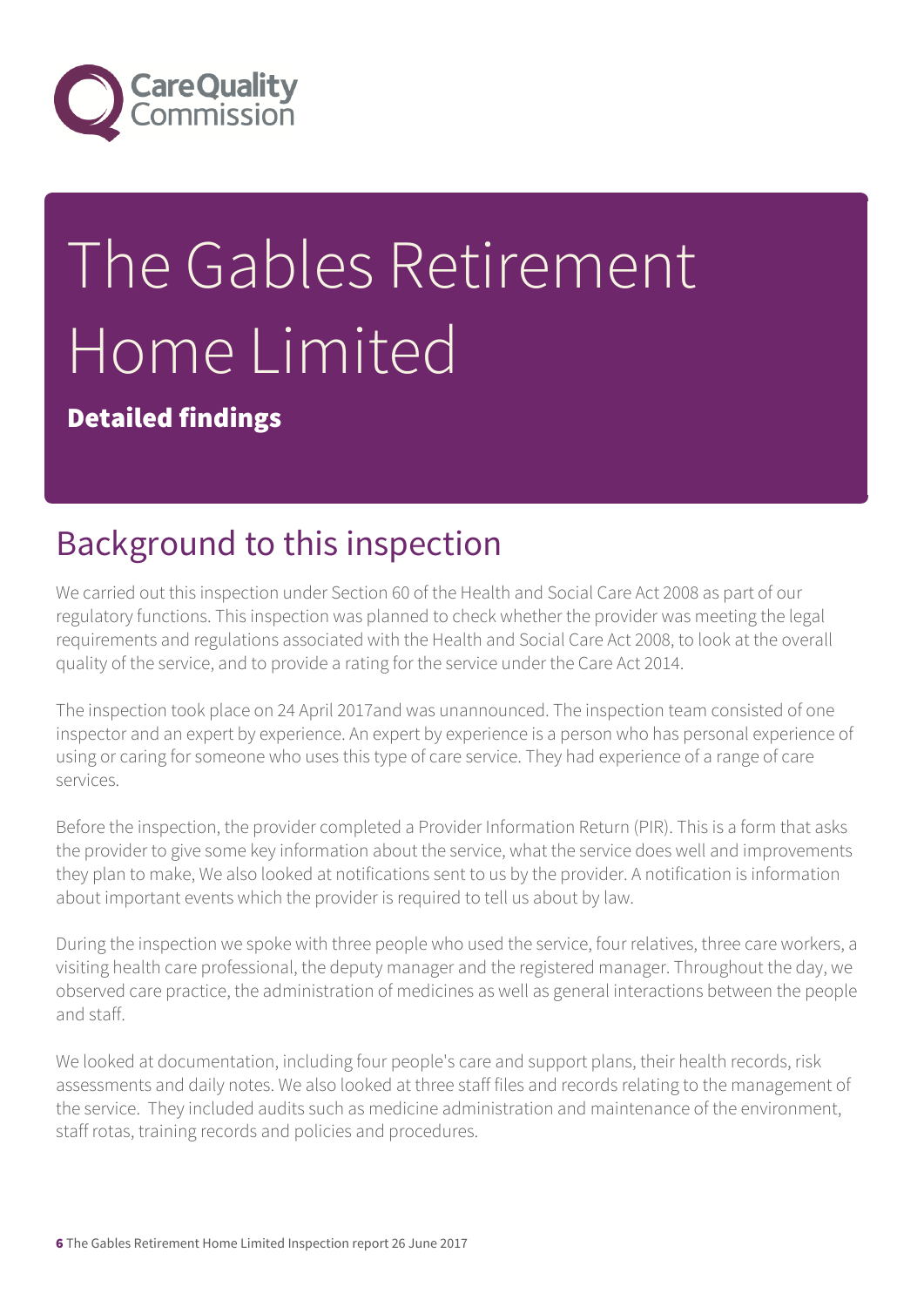# The Gables Retirement Home Limited

**Detailed findings**

## Background to this inspection

We carried out this inspection under Section 60 of the Health and Social Care Act 2008 as part of our regulatory functions. This inspection was planned to check whether the provider was meeting the legal requirements and regulations associated with the Health and Social Care Act 2008, to look at the overall quality of the service, and to provide a rating for the service under the Care Act 2014.

The inspection took place on 24 April 2017and was unannounced. The inspection team consisted of one inspector and an expert by experience. An expert by experience is a person who has personal experience of using or caring for someone who uses this type of care service. They had experience of a range of care services.

Before the inspection, the provider completed a Provider Information Return (PIR). This is a form that asks the provider to give some key information about the service, what the service does well and improvements they plan to make, We also looked at notifications sent to us by the provider. A notification is information about important events which the provider is required to tell us about by law.

During the inspection we spoke with three people who used the service, four relatives, three care workers, a visiting health care professional, the deputy manager and the registered manager. Throughout the day, we observed care practice, the administration of medicines as well as general interactions between the people and staff.

We looked at documentation, including four people's care and support plans, their health records, risk assessments and daily notes. We also looked at three staff files and records relating to the management of the service. They included audits such as medicine administration and maintenance of the environment, staff rotas, training records and policies and procedures.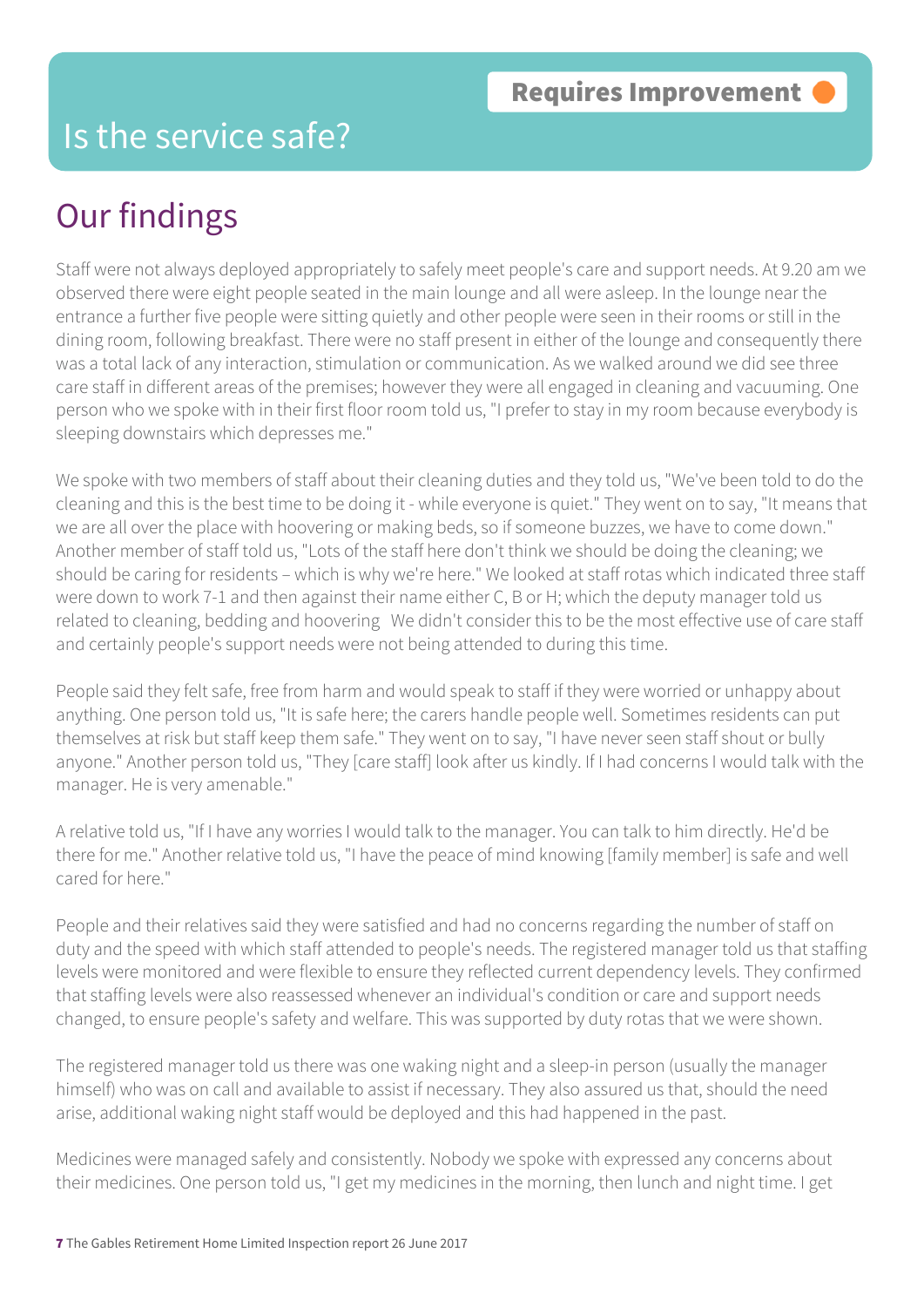Requires Improvement

# Is the service safe?

## Our findings

Staff were not always deployed appropriately to safely meet people's care and support needs. At 9.20 am we observed there were eight people seated in the main lounge and all were asleep. In the lounge near the entrance a further five people were sitting quietly and other people were seen in their rooms or still in the dining room, following breakfast. There were no staff present in either of the lounge and consequently there was a total lack of any interaction, stimulation or communication. As we walked around we did see three care staff in different areas of the premises; however they were all engaged in cleaning and vacuuming. One person who we spoke with in their first floor room told us, "I prefer to stay in my room because everybody is sleeping downstairs which depresses me."

We spoke with two members of staff about their cleaning duties and they told us, "We've been told to do the cleaning and this is the best time to be doing it - while everyone is quiet." They went on to say, "It means that we are all over the place with hoovering or making beds, so if someone buzzes, we have to come down." Another member of staff told us, "Lots of the staff here don't think we should be doing the cleaning; we should be caring for residents – which is why we're here." We looked at staff rotas which indicated three staff were down to work 7-1 and then against their name either C, B or H; which the deputy manager told us related to cleaning, bedding and hoovering We didn't consider this to be the most effective use of care staff and certainly people's support needs were not being attended to during this time.

People said they felt safe, free from harm and would speak to staff if they were worried or unhappy about anything. One person told us, "It is safe here; the carers handle people well. Sometimes residents can put themselves at risk but staff keep them safe." They went on to say, "I have never seen staff shout or bully anyone." Another person told us, "They [care staff] look after us kindly. If I had concerns I would talk with the manager. He is very amenable."

A relative told us, "If I have any worries I would talk to the manager. You can talk to him directly. He'd be there for me." Another relative told us, "I have the peace of mind knowing [family member] is safe and well cared for here."

People and their relatives said they were satisfied and had no concerns regarding the number of staff on duty and the speed with which staff attended to people's needs. The registered manager told us that staffing levels were monitored and were flexible to ensure they reflected current dependency levels. They confirmed that staffing levels were also reassessed whenever an individual's condition or care and support needs changed, to ensure people's safety and welfare. This was supported by duty rotas that we were shown.

The registered manager told us there was one waking night and a sleep-in person (usually the manager himself) who was on call and available to assist if necessary. They also assured us that, should the need arise, additional waking night staff would be deployed and this had happened in the past.

Medicines were managed safely and consistently. Nobody we spoke with expressed any concerns about their medicines. One person told us, "I get my medicines in the morning, then lunch and night time. I get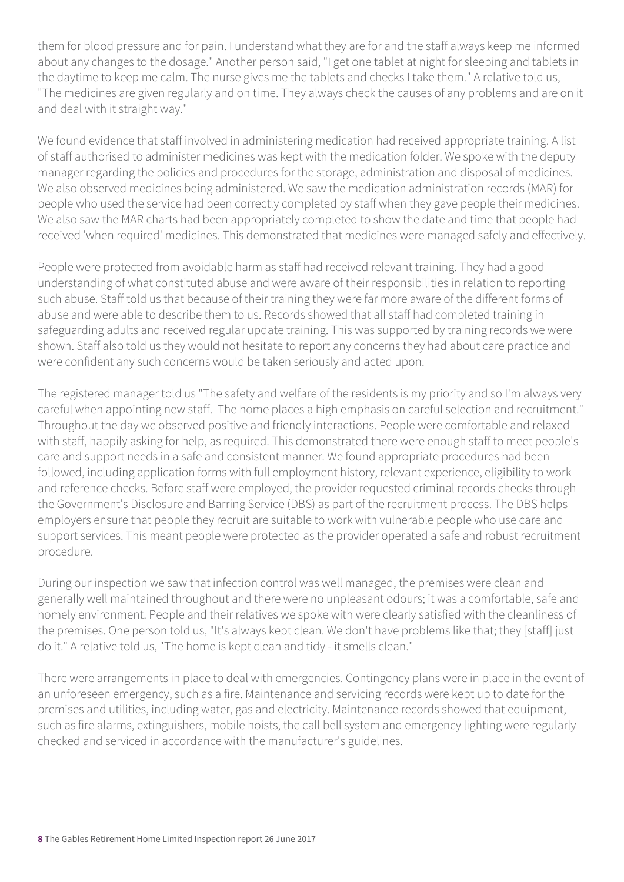them for blood pressure and for pain. I understand what they are for and the staff always keep me informed about any changes to the dosage." Another person said, "I get one tablet at night for sleeping and tablets in the daytime to keep me calm. The nurse gives me the tablets and checks I take them." A relative told us, "The medicines are given regularly and on time. They always check the causes of any problems and are on it and deal with it straight way."

We found evidence that staff involved in administering medication had received appropriate training. A list of staff authorised to administer medicines was kept with the medication folder. We spoke with the deputy manager regarding the policies and procedures for the storage, administration and disposal of medicines. We also observed medicines being administered. We saw the medication administration records (MAR) for people who used the service had been correctly completed by staff when they gave people their medicines. We also saw the MAR charts had been appropriately completed to show the date and time that people had received 'when required' medicines. This demonstrated that medicines were managed safely and effectively.

People were protected from avoidable harm as staff had received relevant training. They had a good understanding of what constituted abuse and were aware of their responsibilities in relation to reporting such abuse. Staff told us that because of their training they were far more aware of the different forms of abuse and were able to describe them to us. Records showed that all staff had completed training in safeguarding adults and received regular update training. This was supported by training records we were shown. Staff also told us they would not hesitate to report any concerns they had about care practice and were confident any such concerns would be taken seriously and acted upon.

The registered manager told us "The safety and welfare of the residents is my priority and so I'm always very careful when appointing new staff. The home places a high emphasis on careful selection and recruitment." Throughout the day we observed positive and friendly interactions. People were comfortable and relaxed with staff, happily asking for help, as required. This demonstrated there were enough staff to meet people's care and support needs in a safe and consistent manner. We found appropriate procedures had been followed, including application forms with full employment history, relevant experience, eligibility to work and reference checks. Before staff were employed, the provider requested criminal records checks through the Government's Disclosure and Barring Service (DBS) as part of the recruitment process. The DBS helps employers ensure that people they recruit are suitable to work with vulnerable people who use care and support services. This meant people were protected as the provider operated a safe and robust recruitment procedure.

During our inspection we saw that infection control was well managed, the premises were clean and generally well maintained throughout and there were no unpleasant odours; it was a comfortable, safe and homely environment. People and their relatives we spoke with were clearly satisfied with the cleanliness of the premises. One person told us, "It's always kept clean. We don't have problems like that; they [staff] just do it." A relative told us, "The home is kept clean and tidy - it smells clean."

There were arrangements in place to deal with emergencies. Contingency plans were in place in the event of an unforeseen emergency, such as a fire. Maintenance and servicing records were kept up to date for the premises and utilities, including water, gas and electricity. Maintenance records showed that equipment, such as fire alarms, extinguishers, mobile hoists, the call bell system and emergency lighting were regularly checked and serviced in accordance with the manufacturer's guidelines.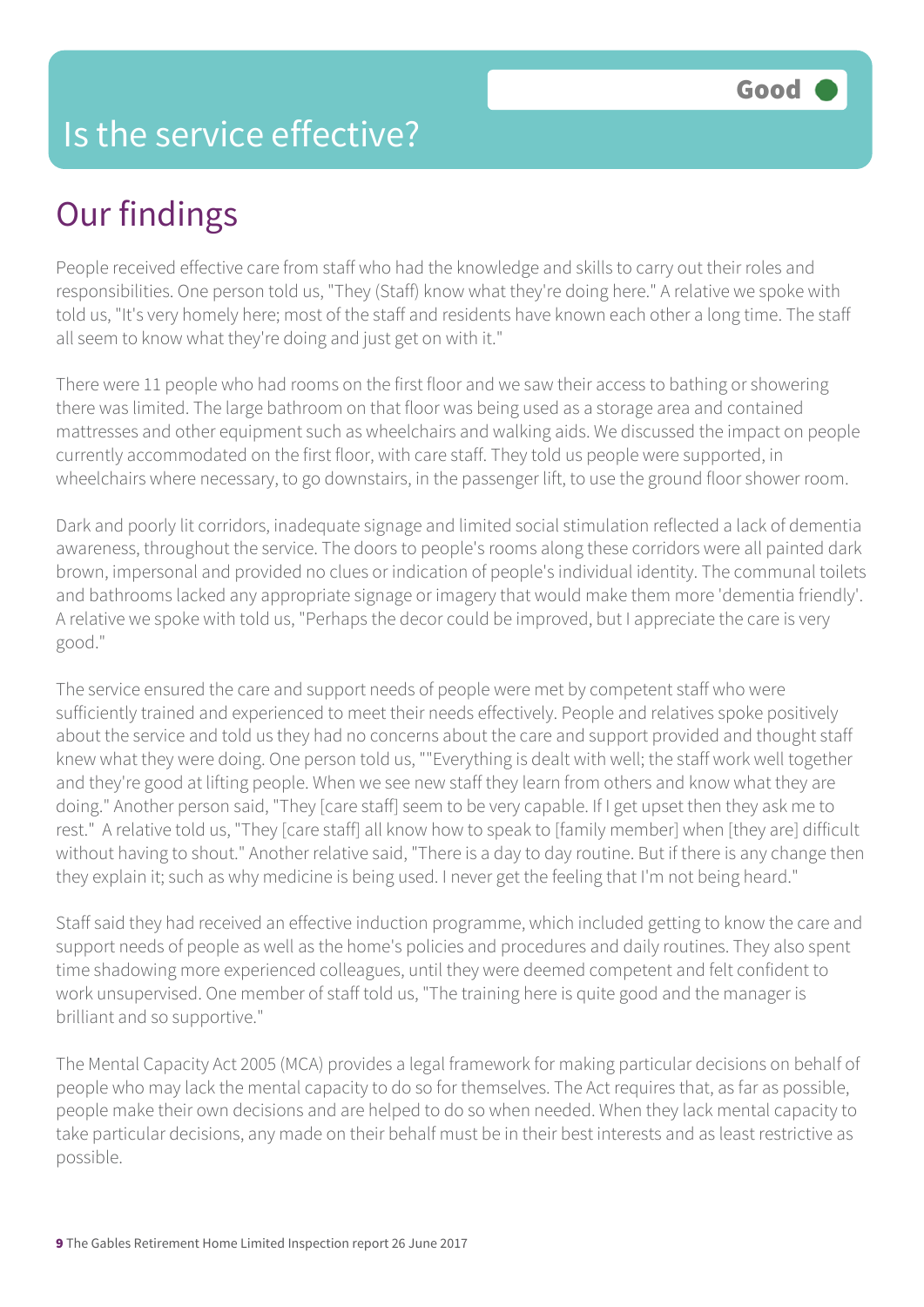# Is the service effective?

Good

## Our findings

People received effective care from staff who had the knowledge and skills to carry out their roles and responsibilities. One person told us, "They (Staff) know what they're doing here." A relative we spoke with told us, "It's very homely here; most of the staff and residents have known each other a long time. The staff all seem to know what they're doing and just get on with it."

There were 11 people who had rooms on the first floor and we saw their access to bathing or showering there was limited. The large bathroom on that floor was being used as a storage area and contained mattresses and other equipment such as wheelchairs and walking aids. We discussed the impact on people currently accommodated on the first floor, with care staff. They told us people were supported, in wheelchairs where necessary, to go downstairs, in the passenger lift, to use the ground floor shower room.

Dark and poorly lit corridors, inadequate signage and limited social stimulation reflected a lack of dementia awareness, throughout the service. The doors to people's rooms along these corridors were all painted dark brown, impersonal and provided no clues or indication of people's individual identity. The communal toilets and bathrooms lacked any appropriate signage or imagery that would make them more 'dementia friendly'. A relative we spoke with told us, "Perhaps the decor could be improved, but I appreciate the care is very good."

The service ensured the care and support needs of people were met by competent staff who were sufficiently trained and experienced to meet their needs effectively. People and relatives spoke positively about the service and told us they had no concerns about the care and support provided and thought staff knew what they were doing. One person told us, ""Everything is dealt with well; the staff work well together and they're good at lifting people. When we see new staff they learn from others and know what they are doing." Another person said, "They [care staff] seem to be very capable. If I get upset then they ask me to rest." A relative told us, "They [care staff] all know how to speak to [family member] when [they are] difficult without having to shout." Another relative said, "There is a day to day routine. But if there is any change then they explain it; such as why medicine is being used. I never get the feeling that I'm not being heard."

Staff said they had received an effective induction programme, which included getting to know the care and support needs of people as well as the home's policies and procedures and daily routines. They also spent time shadowing more experienced colleagues, until they were deemed competent and felt confident to work unsupervised. One member of staff told us, "The training here is quite good and the manager is brilliant and so supportive."

The Mental Capacity Act 2005 (MCA) provides a legal framework for making particular decisions on behalf of people who may lack the mental capacity to do so for themselves. The Act requires that, as far as possible, people make their own decisions and are helped to do so when needed. When they lack mental capacity to take particular decisions, any made on their behalf must be in their best interests and as least restrictive as possible.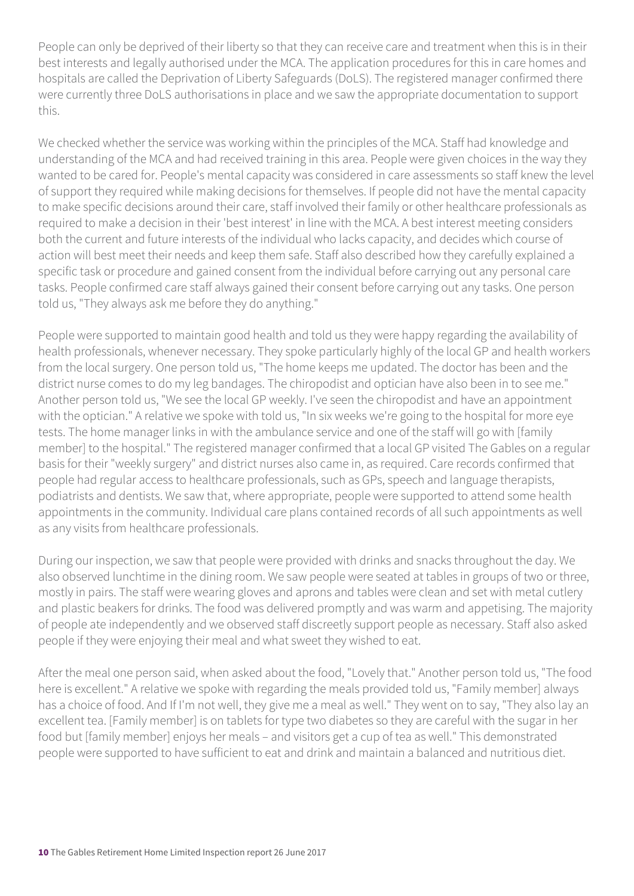People can only be deprived of their liberty so that they can receive care and treatment when this is in their best interests and legally authorised under the MCA. The application procedures for this in care homes and hospitals are called the Deprivation of Liberty Safeguards (DoLS). The registered manager confirmed there were currently three DoLS authorisations in place and we saw the appropriate documentation to support this.

We checked whether the service was working within the principles of the MCA. Staff had knowledge and understanding of the MCA and had received training in this area. People were given choices in the way they wanted to be cared for. People's mental capacity was considered in care assessments so staff knew the level of support they required while making decisions for themselves. If people did not have the mental capacity to make specific decisions around their care, staff involved their family or other healthcare professionals as required to make a decision in their 'best interest' in line with the MCA. A best interest meeting considers both the current and future interests of the individual who lacks capacity, and decides which course of action will best meet their needs and keep them safe. Staff also described how they carefully explained a specific task or procedure and gained consent from the individual before carrying out any personal care tasks. People confirmed care staff always gained their consent before carrying out any tasks. One person told us, "They always ask me before they do anything."

People were supported to maintain good health and told us they were happy regarding the availability of health professionals, whenever necessary. They spoke particularly highly of the local GP and health workers from the local surgery. One person told us, "The home keeps me updated. The doctor has been and the district nurse comes to do my leg bandages. The chiropodist and optician have also been in to see me." Another person told us, "We see the local GP weekly. I've seen the chiropodist and have an appointment with the optician." A relative we spoke with told us, "In six weeks we're going to the hospital for more eye tests. The home manager links in with the ambulance service and one of the staff will go with [family member] to the hospital." The registered manager confirmed that a local GP visited The Gables on a regular basis for their "weekly surgery" and district nurses also came in, as required. Care records confirmed that people had regular access to healthcare professionals, such as GPs, speech and language therapists, podiatrists and dentists. We saw that, where appropriate, people were supported to attend some health appointments in the community. Individual care plans contained records of all such appointments as well as any visits from healthcare professionals.

During our inspection, we saw that people were provided with drinks and snacks throughout the day. We also observed lunchtime in the dining room. We saw people were seated at tables in groups of two or three, mostly in pairs. The staff were wearing gloves and aprons and tables were clean and set with metal cutlery and plastic beakers for drinks. The food was delivered promptly and was warm and appetising. The majority of people ate independently and we observed staff discreetly support people as necessary. Staff also asked people if they were enjoying their meal and what sweet they wished to eat.

After the meal one person said, when asked about the food, "Lovely that." Another person told us, "The food here is excellent." A relative we spoke with regarding the meals provided told us, "Family member] always has a choice of food. And If I'm not well, they give me a meal as well." They went on to say, "They also lay an excellent tea. [Family member] is on tablets for type two diabetes so they are careful with the sugar in her food but [family member] enjoys her meals – and visitors get a cup of tea as well." This demonstrated people were supported to have sufficient to eat and drink and maintain a balanced and nutritious diet.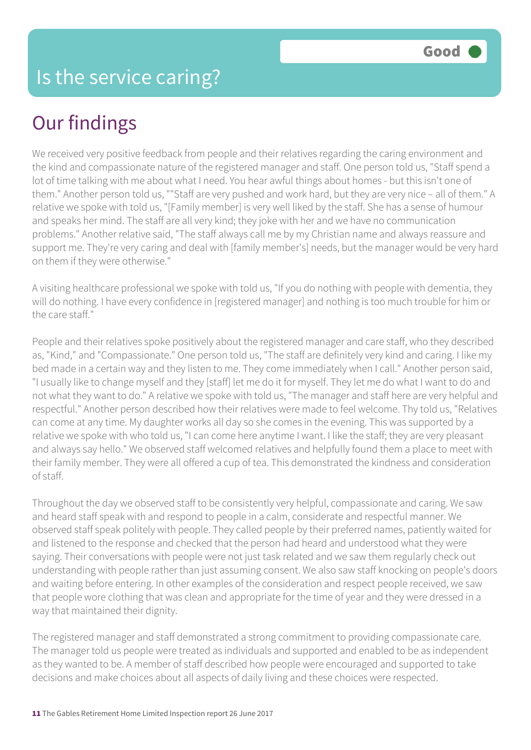# Is the service caring?

Good

## Our findings

We received very positive feedback from people and their relatives regarding the caring environment and the kind and compassionate nature of the registered manager and staff. One person told us, "Staff spend a lot of time talking with me about what I need. You hear awful things about homes - but this isn't one of them." Another person told us, ""Staff are very pushed and work hard, but they are very nice – all of them." A relative we spoke with told us, "[Family member] is very well liked by the staff. She has a sense of humour and speaks her mind. The staff are all very kind; they joke with her and we have no communication problems." Another relative said, "The staff always call me by my Christian name and always reassure and support me. They're very caring and deal with [family member's] needs, but the manager would be very hard on them if they were otherwise."

A visiting healthcare professional we spoke with told us, "If you do nothing with people with dementia, they will do nothing. I have every confidence in [registered manager] and nothing is too much trouble for him or the care staff."

People and their relatives spoke positively about the registered manager and care staff, who they described as, "Kind," and "Compassionate." One person told us, "The staff are definitely very kind and caring. I like my bed made in a certain way and they listen to me. They come immediately when I call." Another person said, "I usually like to change myself and they [staff] let me do it for myself. They let me do what I want to do and not what they want to do." A relative we spoke with told us, "The manager and staff here are very helpful and respectful." Another person described how their relatives were made to feel welcome. Thy told us, "Relatives can come at any time. My daughter works all day so she comes in the evening. This was supported by a relative we spoke with who told us, "I can come here anytime I want. I like the staff; they are very pleasant and always say hello." We observed staff welcomed relatives and helpfully found them a place to meet with their family member. They were all offered a cup of tea. This demonstrated the kindness and consideration of staff.

Throughout the day we observed staff to be consistently very helpful, compassionate and caring. We saw and heard staff speak with and respond to people in a calm, considerate and respectful manner. We observed staff speak politely with people. They called people by their preferred names, patiently waited for and listened to the response and checked that the person had heard and understood what they were saying. Their conversations with people were not just task related and we saw them regularly check out understanding with people rather than just assuming consent. We also saw staff knocking on people's doors and waiting before entering. In other examples of the consideration and respect people received, we saw that people wore clothing that was clean and appropriate for the time of year and they were dressed in a way that maintained their dignity.

The registered manager and staff demonstrated a strong commitment to providing compassionate care. The manager told us people were treated as individuals and supported and enabled to be as independent as they wanted to be. A member of staff described how people were encouraged and supported to take decisions and make choices about all aspects of daily living and these choices were respected.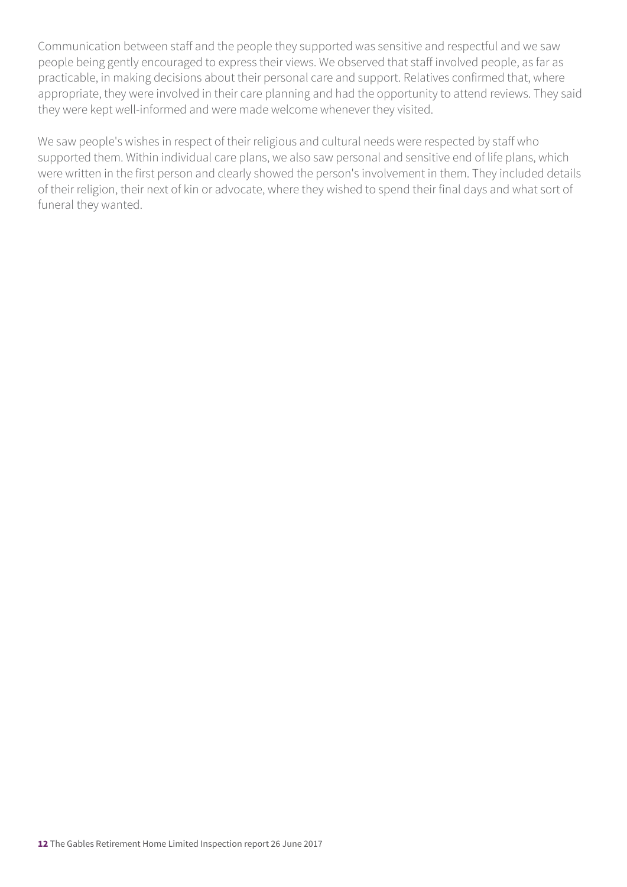Communication between staff and the people they supported was sensitive and respectful and we saw people being gently encouraged to express their views. We observed that staff involved people, as far as practicable, in making decisions about their personal care and support. Relatives confirmed that, where appropriate, they were involved in their care planning and had the opportunity to attend reviews. They said they were kept well-informed and were made welcome whenever they visited.

We saw people's wishes in respect of their religious and cultural needs were respected by staff who supported them. Within individual care plans, we also saw personal and sensitive end of life plans, which were written in the first person and clearly showed the person's involvement in them. They included details of their religion, their next of kin or advocate, where they wished to spend their final days and what sort of funeral they wanted.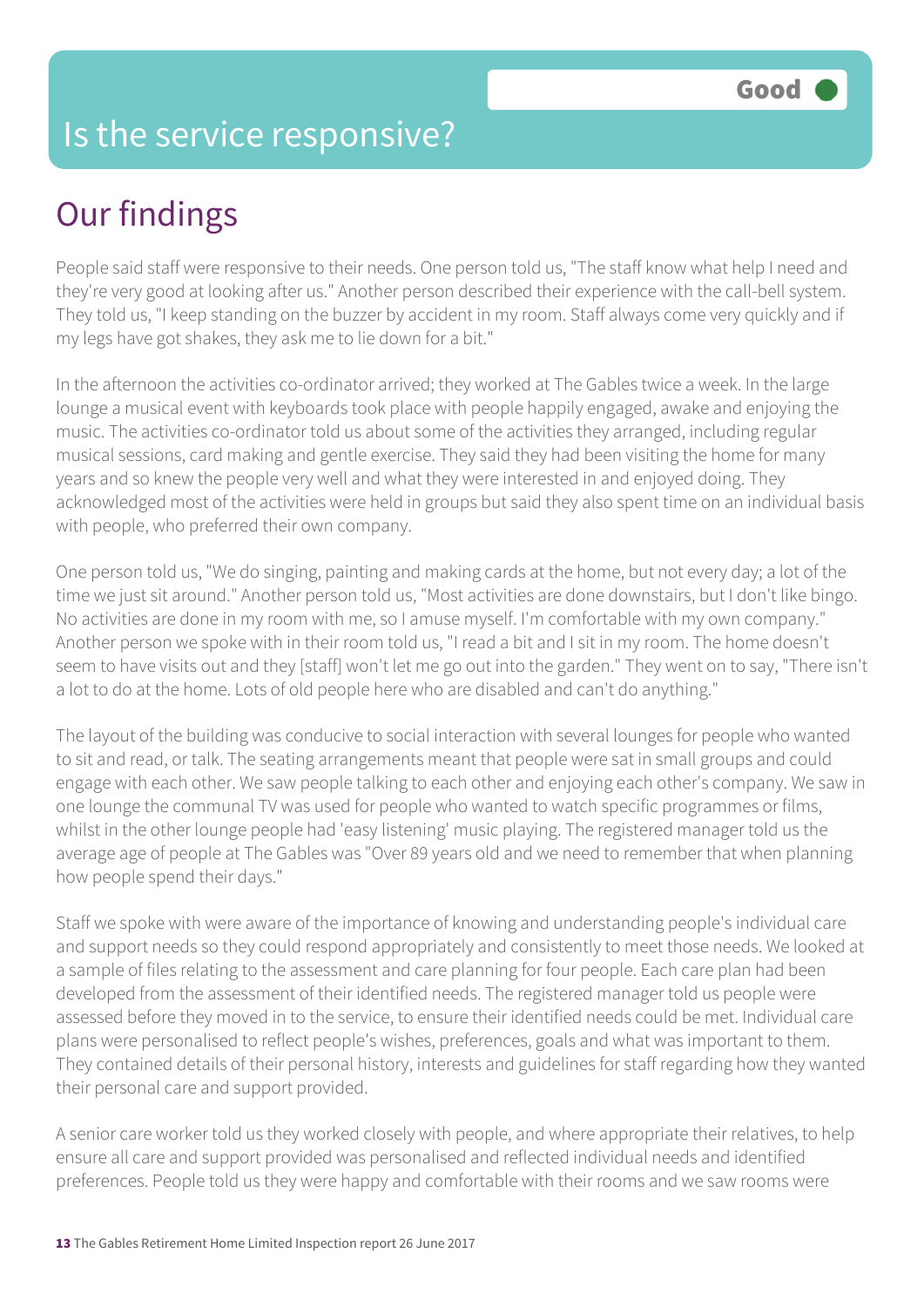# Is the service responsive?

Good

## Our findings

People said staff were responsive to their needs. One person told us, "The staff know what help I need and they're very good at looking after us." Another person described their experience with the call-bell system. They told us, "I keep standing on the buzzer by accident in my room. Staff always come very quickly and if my legs have got shakes, they ask me to lie down for a bit."

In the afternoon the activities co-ordinator arrived; they worked at The Gables twice a week. In the large lounge a musical event with keyboards took place with people happily engaged, awake and enjoying the music. The activities co-ordinator told us about some of the activities they arranged, including regular musical sessions, card making and gentle exercise. They said they had been visiting the home for many years and so knew the people very well and what they were interested in and enjoyed doing. They acknowledged most of the activities were held in groups but said they also spent time on an individual basis with people, who preferred their own company.

One person told us, "We do singing, painting and making cards at the home, but not every day; a lot of the time we just sit around." Another person told us, "Most activities are done downstairs, but I don't like bingo. No activities are done in my room with me, so I amuse myself. I'm comfortable with my own company." Another person we spoke with in their room told us, "I read a bit and I sit in my room. The home doesn't seem to have visits out and they [staff] won't let me go out into the garden." They went on to say, "There isn't a lot to do at the home. Lots of old people here who are disabled and can't do anything."

The layout of the building was conducive to social interaction with several lounges for people who wanted to sit and read, or talk. The seating arrangements meant that people were sat in small groups and could engage with each other. We saw people talking to each other and enjoying each other's company. We saw in one lounge the communal TV was used for people who wanted to watch specific programmes or films, whilst in the other lounge people had 'easy listening' music playing. The registered manager told us the average age of people at The Gables was "Over 89 years old and we need to remember that when planning how people spend their days."

Staff we spoke with were aware of the importance of knowing and understanding people's individual care and support needs so they could respond appropriately and consistently to meet those needs. We looked at a sample of files relating to the assessment and care planning for four people. Each care plan had been developed from the assessment of their identified needs. The registered manager told us people were assessed before they moved in to the service, to ensure their identified needs could be met. Individual care plans were personalised to reflect people's wishes, preferences, goals and what was important to them. They contained details of their personal history, interests and guidelines for staff regarding how they wanted their personal care and support provided.

A senior care worker told us they worked closely with people, and where appropriate their relatives, to help ensure all care and support provided was personalised and reflected individual needs and identified preferences. People told us they were happy and comfortable with their rooms and we saw rooms were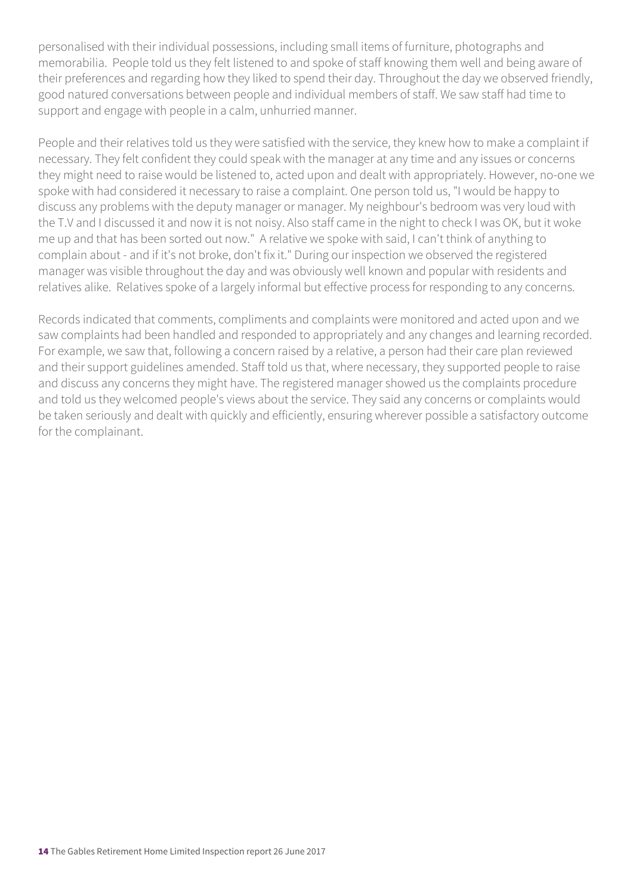personalised with their individual possessions, including small items of furniture, photographs and memorabilia. People told us they felt listened to and spoke of staff knowing them well and being aware of their preferences and regarding how they liked to spend their day. Throughout the day we observed friendly, good natured conversations between people and individual members of staff. We saw staff had time to support and engage with people in a calm, unhurried manner.

People and their relatives told us they were satisfied with the service, they knew how to make a complaint if necessary. They felt confident they could speak with the manager at any time and any issues or concerns they might need to raise would be listened to, acted upon and dealt with appropriately. However, no-one we spoke with had considered it necessary to raise a complaint. One person told us, "I would be happy to discuss any problems with the deputy manager or manager. My neighbour's bedroom was very loud with the T.V and I discussed it and now it is not noisy. Also staff came in the night to check I was OK, but it woke me up and that has been sorted out now." A relative we spoke with said, I can't think of anything to complain about - and if it's not broke, don't fix it." During our inspection we observed the registered manager was visible throughout the day and was obviously well known and popular with residents and relatives alike. Relatives spoke of a largely informal but effective process for responding to any concerns.

Records indicated that comments, compliments and complaints were monitored and acted upon and we saw complaints had been handled and responded to appropriately and any changes and learning recorded. For example, we saw that, following a concern raised by a relative, a person had their care plan reviewed and their support guidelines amended. Staff told us that, where necessary, they supported people to raise and discuss any concerns they might have. The registered manager showed us the complaints procedure and told us they welcomed people's views about the service. They said any concerns or complaints would be taken seriously and dealt with quickly and efficiently, ensuring wherever possible a satisfactory outcome for the complainant.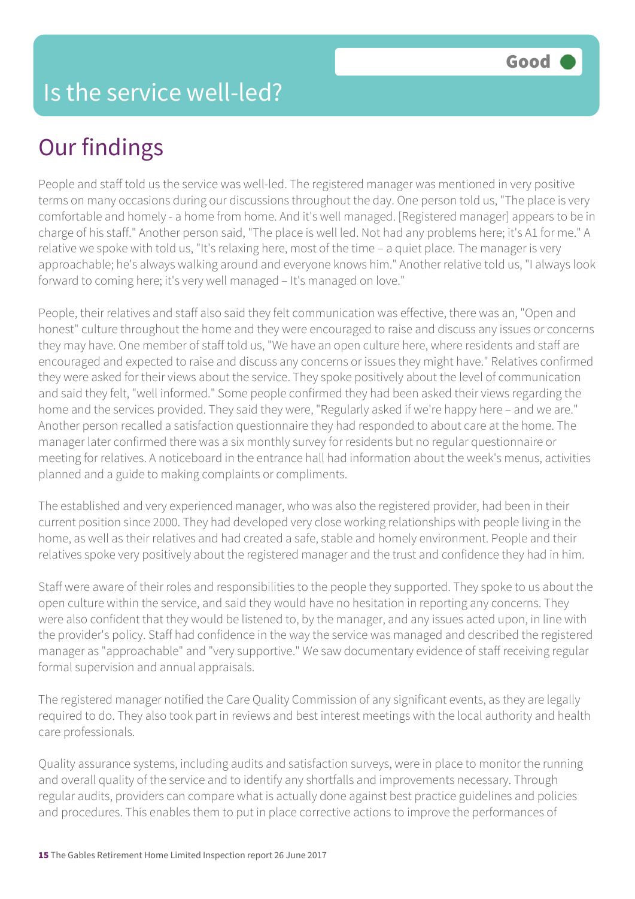# Is the service well-led?

Good

## Our findings

People and staff told us the service was well-led. The registered manager was mentioned in very positive terms on many occasions during our discussions throughout the day. One person told us, "The place is very comfortable and homely - a home from home. And it's well managed. [Registered manager] appears to be in charge of his staff." Another person said, "The place is well led. Not had any problems here; it's A1 for me." A relative we spoke with told us, "It's relaxing here, most of the time – a quiet place. The manager is very approachable; he's always walking around and everyone knows him." Another relative told us, "I always look forward to coming here; it's very well managed – It's managed on love."

People, their relatives and staff also said they felt communication was effective, there was an, "Open and honest" culture throughout the home and they were encouraged to raise and discuss any issues or concerns they may have. One member of staff told us, "We have an open culture here, where residents and staff are encouraged and expected to raise and discuss any concerns or issues they might have." Relatives confirmed they were asked for their views about the service. They spoke positively about the level of communication and said they felt, "well informed." Some people confirmed they had been asked their views regarding the home and the services provided. They said they were, "Regularly asked if we're happy here – and we are." Another person recalled a satisfaction questionnaire they had responded to about care at the home. The manager later confirmed there was a six monthly survey for residents but no regular questionnaire or meeting for relatives. A noticeboard in the entrance hall had information about the week's menus, activities planned and a guide to making complaints or compliments.

The established and very experienced manager, who was also the registered provider, had been in their current position since 2000. They had developed very close working relationships with people living in the home, as well as their relatives and had created a safe, stable and homely environment. People and their relatives spoke very positively about the registered manager and the trust and confidence they had in him.

Staff were aware of their roles and responsibilities to the people they supported. They spoke to us about the open culture within the service, and said they would have no hesitation in reporting any concerns. They were also confident that they would be listened to, by the manager, and any issues acted upon, in line with the provider's policy. Staff had confidence in the way the service was managed and described the registered manager as "approachable" and "very supportive." We saw documentary evidence of staff receiving regular formal supervision and annual appraisals.

The registered manager notified the Care Quality Commission of any significant events, as they are legally required to do. They also took part in reviews and best interest meetings with the local authority and health care professionals.

Quality assurance systems, including audits and satisfaction surveys, were in place to monitor the running and overall quality of the service and to identify any shortfalls and improvements necessary. Through regular audits, providers can compare what is actually done against best practice guidelines and policies and procedures. This enables them to put in place corrective actions to improve the performances of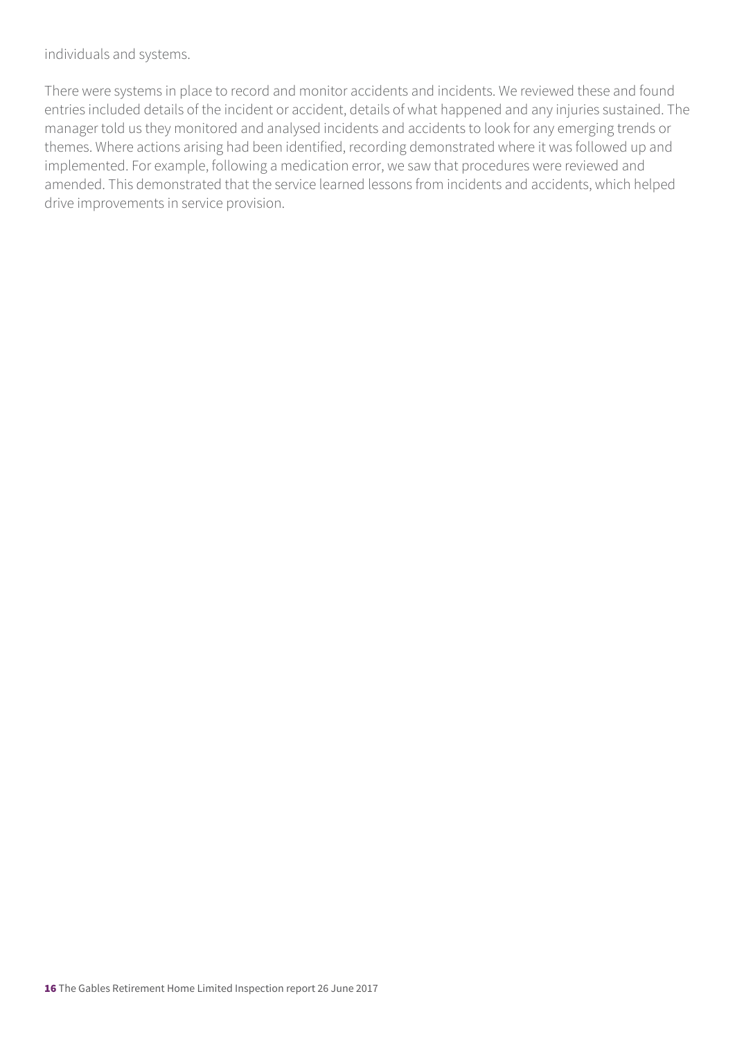individuals and systems.

There were systems in place to record and monitor accidents and incidents. We reviewed these and found entries included details of the incident or accident, details of what happened and any injuries sustained. The manager told us they monitored and analysed incidents and accidents to look for any emerging trends or themes. Where actions arising had been identified, recording demonstrated where it was followed up and implemented. For example, following a medication error, we saw that procedures were reviewed and amended. This demonstrated that the service learned lessons from incidents and accidents, which helped drive improvements in service provision.